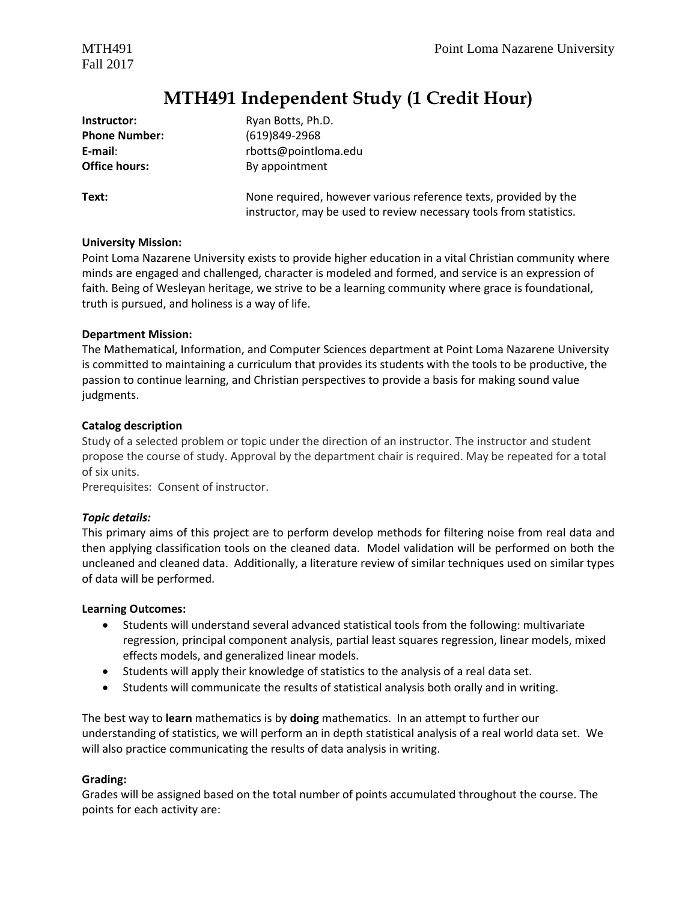# MTH491 Independent Study (1 Credit Hour)

| | |
|---|---|
| **Instructor:** | Ryan Botts, Ph.D. |
| **Phone Number:** | (619)849-2968 |
| **E-mail**: | rbotts@pointloma.edu |
| **Office hours:** | By appointment |
| **Text:** | None required, however various reference texts, provided by the instructor, may be used to review necessary tools from statistics. |

**University Mission:**
Point Loma Nazarene University exists to provide higher education in a vital Christian community where minds are engaged and challenged, character is modeled and formed, and service is an expression of faith. Being of Wesleyan heritage, we strive to be a learning community where grace is foundational, truth is pursued, and holiness is a way of life.

**Department Mission:**
The Mathematical, Information, and Computer Sciences department at Point Loma Nazarene University is committed to maintaining a curriculum that provides its students with the tools to be productive, the passion to continue learning, and Christian perspectives to provide a basis for making sound value judgments.

**Catalog description**
Study of a selected problem or topic under the direction of an instructor. The instructor and student propose the course of study. Approval by the department chair is required. May be repeated for a total of six units.
Prerequisites: Consent of instructor.

***Topic details:***
This primary aims of this project are to perform develop methods for filtering noise from real data and then applying classification tools on the cleaned data. Model validation will be performed on both the uncleaned and cleaned data. Additionally, a literature review of similar techniques used on similar types of data will be performed.

**Learning Outcomes:**

- Students will understand several advanced statistical tools from the following: multivariate regression, principal component analysis, partial least squares regression, linear models, mixed effects models, and generalized linear models.
- Students will apply their knowledge of statistics to the analysis of a real data set.
- Students will communicate the results of statistical analysis both orally and in writing.

The best way to **learn** mathematics is by **doing** mathematics. In an attempt to further our understanding of statistics, we will perform an in depth statistical analysis of a real world data set. We will also practice communicating the results of data analysis in writing.

**Grading:**
Grades will be assigned based on the total number of points accumulated throughout the course. The points for each activity are: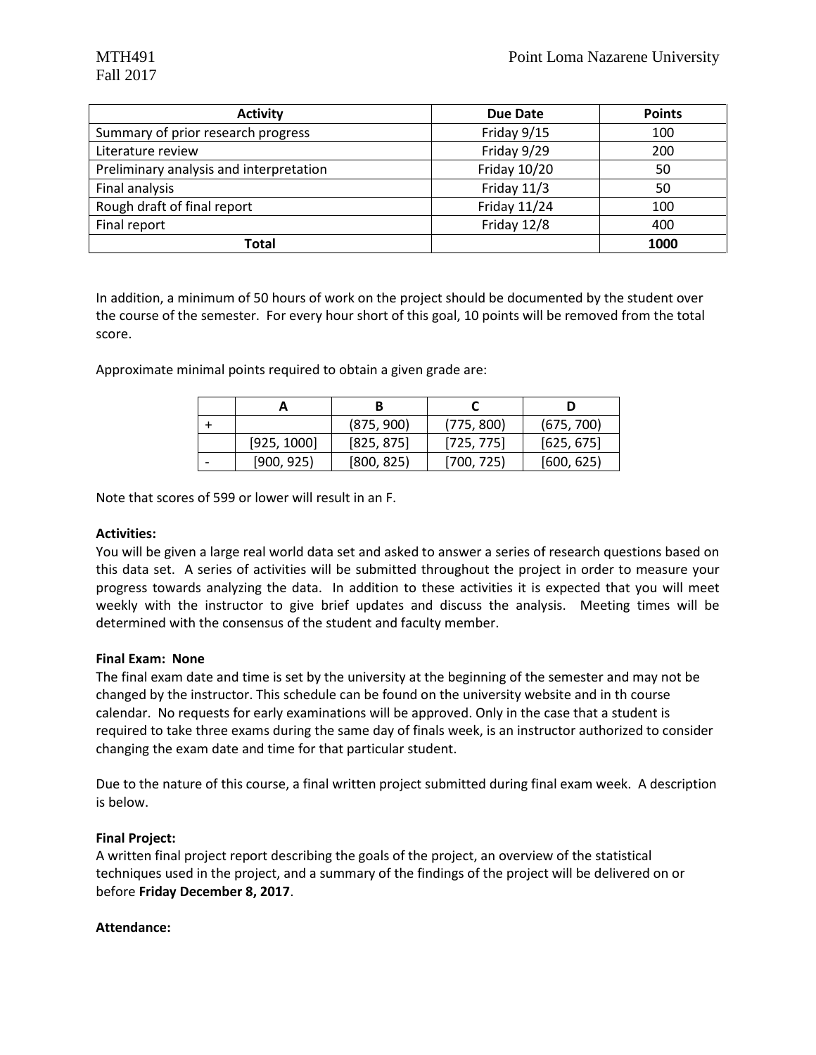| Activity | Due Date | Points |
|---|---|---|
| Summary of prior research progress | Friday 9/15 | 100 |
| Literature review | Friday 9/29 | 200 |
| Preliminary analysis and interpretation | Friday 10/20 | 50 |
| Final analysis | Friday 11/3 | 50 |
| Rough draft of final report | Friday 11/24 | 100 |
| Final report | Friday 12/8 | 400 |
| **Total** | | **1000** |

In addition, a minimum of 50 hours of work on the project should be documented by the student over the course of the semester. For every hour short of this goal, 10 points will be removed from the total score.

Approximate minimal points required to obtain a given grade are:

| | A | B | C | D |
|---|---|---|---|---|
| + | | (875, 900) | (775, 800) | (675, 700) |
| | [925, 1000] | [825, 875] | [725, 775] | [625, 675] |
| - | [900, 925) | [800, 825) | [700, 725) | [600, 625) |

Note that scores of 599 or lower will result in an F.

**Activities:**

You will be given a large real world data set and asked to answer a series of research questions based on this data set. A series of activities will be submitted throughout the project in order to measure your progress towards analyzing the data. In addition to these activities it is expected that you will meet weekly with the instructor to give brief updates and discuss the analysis. Meeting times will be determined with the consensus of the student and faculty member.

**Final Exam: None**

The final exam date and time is set by the university at the beginning of the semester and may not be changed by the instructor. This schedule can be found on the university website and in th course calendar. No requests for early examinations will be approved. Only in the case that a student is required to take three exams during the same day of finals week, is an instructor authorized to consider changing the exam date and time for that particular student.

Due to the nature of this course, a final written project submitted during final exam week. A description is below.

**Final Project:**

A written final project report describing the goals of the project, an overview of the statistical techniques used in the project, and a summary of the findings of the project will be delivered on or before **Friday December 8, 2017**.

**Attendance:**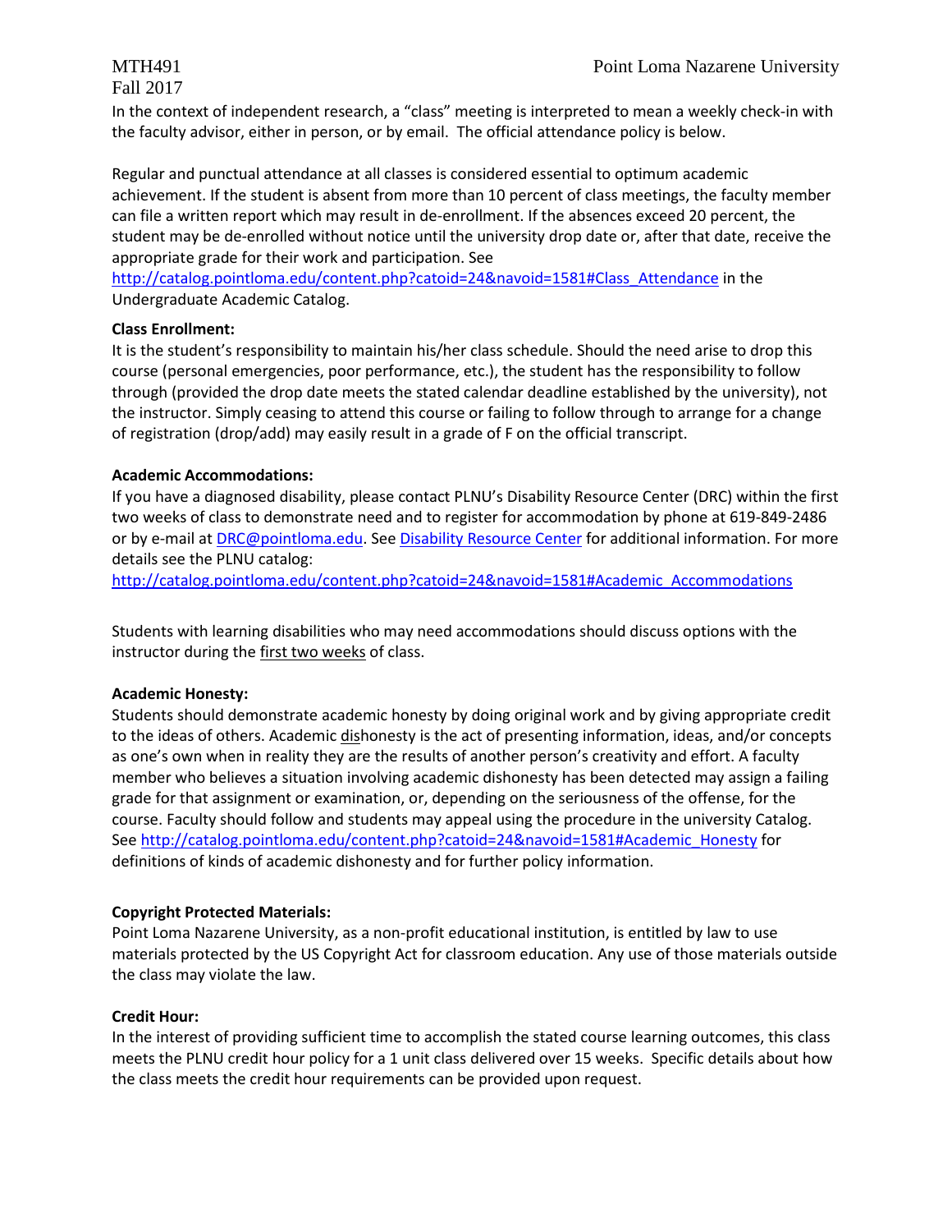In the context of independent research, a "class" meeting is interpreted to mean a weekly check-in with the faculty advisor, either in person, or by email. The official attendance policy is below.

Regular and punctual attendance at all classes is considered essential to optimum academic achievement. If the student is absent from more than 10 percent of class meetings, the faculty member can file a written report which may result in de-enrollment. If the absences exceed 20 percent, the student may be de-enrolled without notice until the university drop date or, after that date, receive the appropriate grade for their work and participation. See [http://catalog.pointloma.edu/content.php?catoid=24&navoid=1581#Class_Attendance](http://catalog.pointloma.edu/content.php?catoid=24&navoid=1581#Class_Attendance) in the Undergraduate Academic Catalog.

**Class Enrollment:**

It is the student's responsibility to maintain his/her class schedule. Should the need arise to drop this course (personal emergencies, poor performance, etc.), the student has the responsibility to follow through (provided the drop date meets the stated calendar deadline established by the university), not the instructor. Simply ceasing to attend this course or failing to follow through to arrange for a change of registration (drop/add) may easily result in a grade of F on the official transcript.

**Academic Accommodations:**

If you have a diagnosed disability, please contact PLNU's Disability Resource Center (DRC) within the first two weeks of class to demonstrate need and to register for accommodation by phone at 619-849-2486 or by e-mail at [DRC@pointloma.edu](mailto:DRC@pointloma.edu). See [Disability Resource Center]() for additional information. For more details see the PLNU catalog:

[http://catalog.pointloma.edu/content.php?catoid=24&navoid=1581#Academic_Accommodations](http://catalog.pointloma.edu/content.php?catoid=24&navoid=1581#Academic_Accommodations)

Students with learning disabilities who may need accommodations should discuss options with the instructor during the <u>first two weeks</u> of class.

**Academic Honesty:**

Students should demonstrate academic honesty by doing original work and by giving appropriate credit to the ideas of others. Academic <u>dis</u>honesty is the act of presenting information, ideas, and/or concepts as one's own when in reality they are the results of another person's creativity and effort. A faculty member who believes a situation involving academic dishonesty has been detected may assign a failing grade for that assignment or examination, or, depending on the seriousness of the offense, for the course. Faculty should follow and students may appeal using the procedure in the university Catalog. See [http://catalog.pointloma.edu/content.php?catoid=24&navoid=1581#Academic_Honesty](http://catalog.pointloma.edu/content.php?catoid=24&navoid=1581#Academic_Honesty) for definitions of kinds of academic dishonesty and for further policy information.

**Copyright Protected Materials:**

Point Loma Nazarene University, as a non-profit educational institution, is entitled by law to use materials protected by the US Copyright Act for classroom education. Any use of those materials outside the class may violate the law.

**Credit Hour:**

In the interest of providing sufficient time to accomplish the stated course learning outcomes, this class meets the PLNU credit hour policy for a 1 unit class delivered over 15 weeks. Specific details about how the class meets the credit hour requirements can be provided upon request.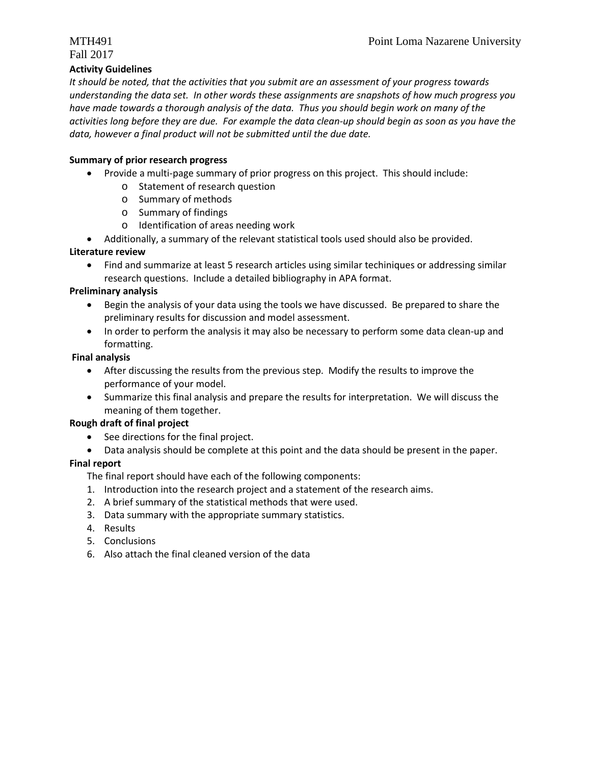**Activity Guidelines**

*It should be noted, that the activities that you submit are an assessment of your progress towards understanding the data set. In other words these assignments are snapshots of how much progress you have made towards a thorough analysis of the data. Thus you should begin work on many of the activities long before they are due. For example the data clean-up should begin as soon as you have the data, however a final product will not be submitted until the due date.*

**Summary of prior research progress**

- Provide a multi-page summary of prior progress on this project. This should include:
  - Statement of research question
  - Summary of methods
  - Summary of findings
  - Identification of areas needing work
- Additionally, a summary of the relevant statistical tools used should also be provided.

**Literature review**

- Find and summarize at least 5 research articles using similar techiniques or addressing similar research questions. Include a detailed bibliography in APA format.

**Preliminary analysis**

- Begin the analysis of your data using the tools we have discussed. Be prepared to share the preliminary results for discussion and model assessment.
- In order to perform the analysis it may also be necessary to perform some data clean-up and formatting.

**Final analysis**

- After discussing the results from the previous step. Modify the results to improve the performance of your model.
- Summarize this final analysis and prepare the results for interpretation. We will discuss the meaning of them together.

**Rough draft of final project**

- See directions for the final project.
- Data analysis should be complete at this point and the data should be present in the paper.

**Final report**

The final report should have each of the following components:

1. Introduction into the research project and a statement of the research aims.
2. A brief summary of the statistical methods that were used.
3. Data summary with the appropriate summary statistics.
4. Results
5. Conclusions
6. Also attach the final cleaned version of the data